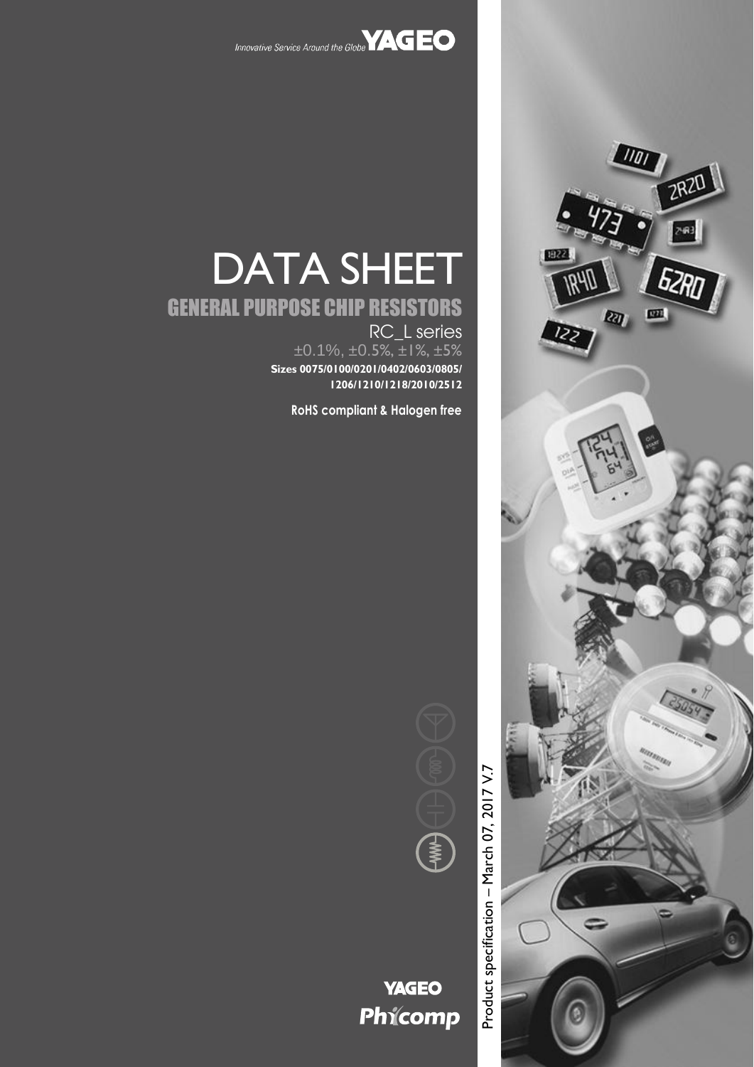Innovative Service Around the Globe **YAGEO**

# DATA SHEET

## GENERAL PURPOSE CHIP RESISTORS

RC_L series

±0.1%, ±0.5%, ±1%, ±5%

**Sizes 0075/0100/0201/0402/0603/0805/1206/1210/1218/2010/2512**

**RoHS compliant & Halogen free**

Product specification – March 07, 2017 V.7

**YAGEO**

**Phycomp**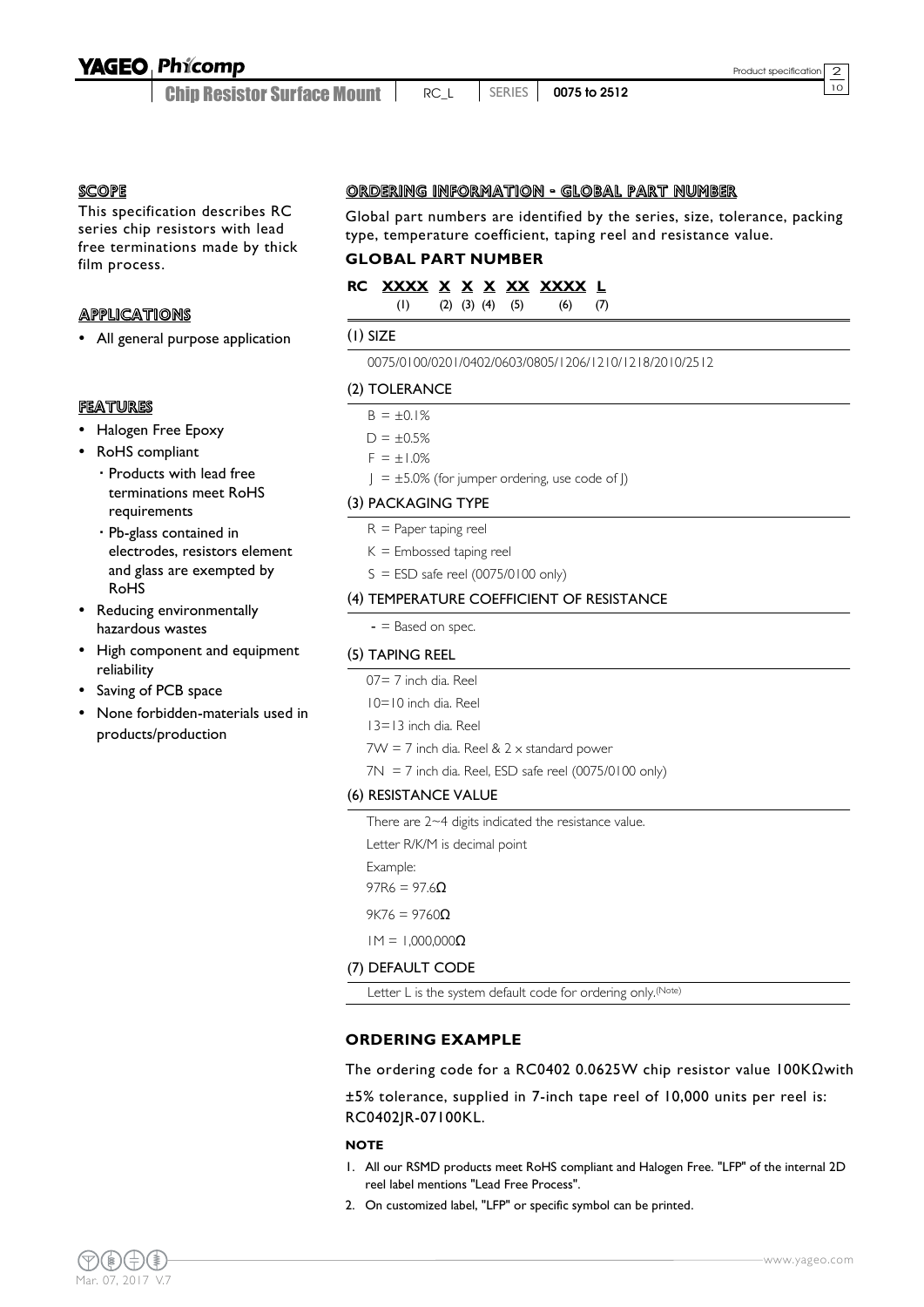## SCOPE

This specification describes RC series chip resistors with lead free terminations made by thick film process.

## APPLICATIONS

- All general purpose application

## FEATURES

- Halogen Free Epoxy
- RoHS compliant
  - Products with lead free terminations meet RoHS requirements
  - Pb-glass contained in electrodes, resistors element and glass are exempted by RoHS
- Reducing environmentally hazardous wastes
- High component and equipment reliability
- Saving of PCB space
- None forbidden-materials used in products/production

## ORDERING INFORMATION - GLOBAL PART NUMBER

Global part numbers are identified by the series, size, tolerance, packing type, temperature coefficient, taping reel and resistance value.

### GLOBAL PART NUMBER

**RC XXXX X X X XX XXXX L**
(1) (2) (3) (4) (5) (6) (7)

#### (1) SIZE

0075/0100/0201/0402/0603/0805/1206/1210/1218/2010/2512

#### (2) TOLERANCE

B = ±0.1%
D = ±0.5%
F = ±1.0%
J = ±5.0% (for jumper ordering, use code of J)

#### (3) PACKAGING TYPE

R = Paper taping reel
K = Embossed taping reel
S = ESD safe reel (0075/0100 only)

#### (4) TEMPERATURE COEFFICIENT OF RESISTANCE

- = Based on spec.

#### (5) TAPING REEL

07= 7 inch dia. Reel
10=10 inch dia. Reel
13=13 inch dia. Reel
7W = 7 inch dia. Reel & 2 x standard power
7N = 7 inch dia. Reel, ESD safe reel (0075/0100 only)

#### (6) RESISTANCE VALUE

There are 2~4 digits indicated the resistance value.
Letter R/K/M is decimal point
Example:
97R6 = 97.6Ω
9K76 = 9760Ω
1M = 1,000,000Ω

#### (7) DEFAULT CODE

Letter L is the system default code for ordering only.(Note)

### ORDERING EXAMPLE

The ordering code for a RC0402 0.0625W chip resistor value 100KΩwith ±5% tolerance, supplied in 7-inch tape reel of 10,000 units per reel is: RC0402JR-07100KL.

**NOTE**

1. All our RSMD products meet RoHS compliant and Halogen Free. "LFP" of the internal 2D reel label mentions "Lead Free Process".
2. On customized label, "LFP" or specific symbol can be printed.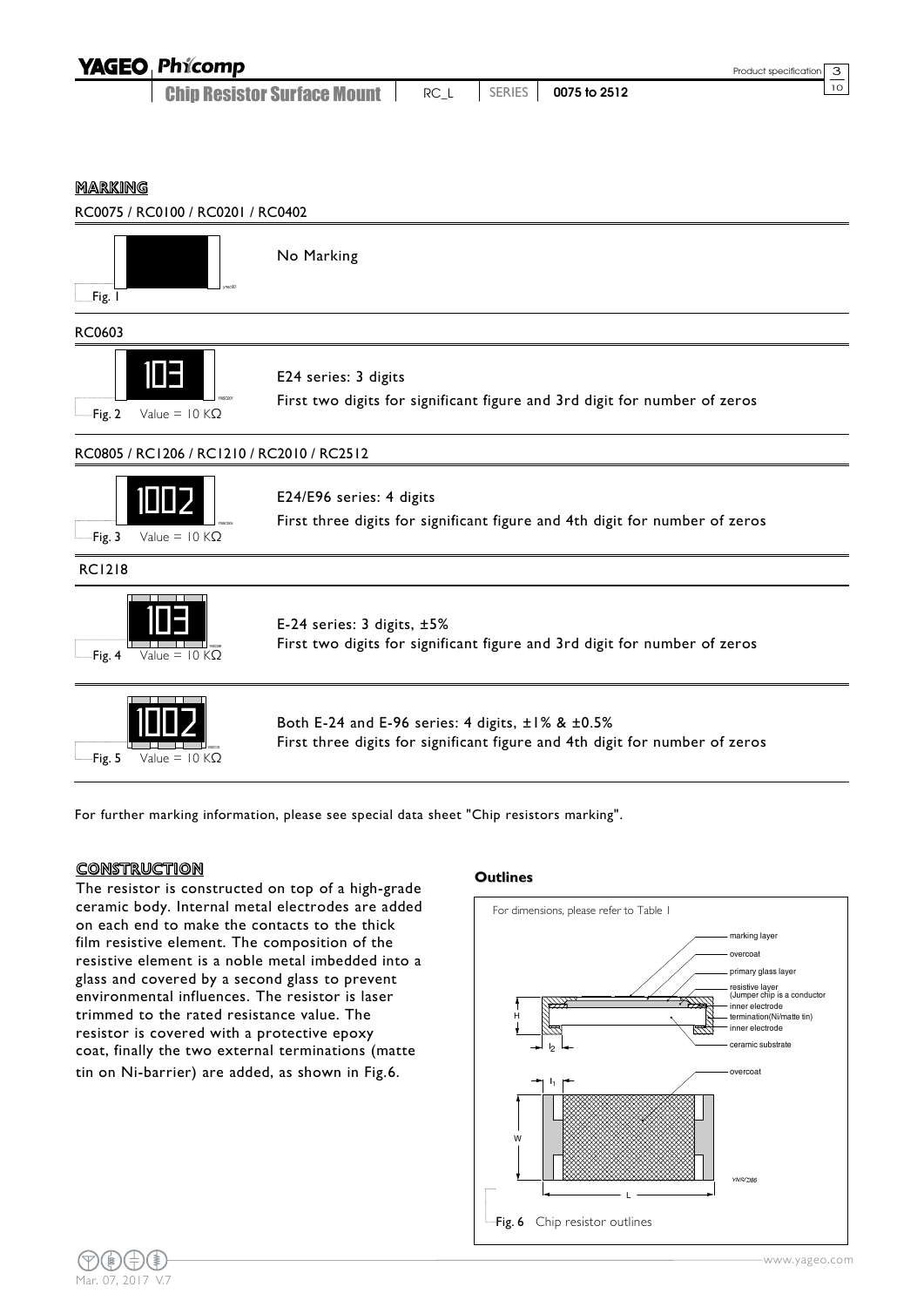## MARKING

### RC0075 / RC0100 / RC0201 / RC0402

No Marking

Fig. 1

### RC0603

E24 series: 3 digits

First two digits for significant figure and 3rd digit for number of zeros

Fig. 2 Value = 10 KΩ

### RC0805 / RC1206 / RC1210 / RC2010 / RC2512

E24/E96 series: 4 digits

First three digits for significant figure and 4th digit for number of zeros

Fig. 3 Value = 10 KΩ

### RC1218

E-24 series: 3 digits, ±5%

First two digits for significant figure and 3rd digit for number of zeros

Fig. 4 Value = 10 KΩ

Both E-24 and E-96 series: 4 digits, ±1% & ±0.5%

First three digits for significant figure and 4th digit for number of zeros

Fig. 5 Value = 10 KΩ

For further marking information, please see special data sheet "Chip resistors marking".

## CONSTRUCTION

The resistor is constructed on top of a high-grade ceramic body. Internal metal electrodes are added on each end to make the contacts to the thick film resistive element. The composition of the resistive element is a noble metal imbedded into a glass and covered by a second glass to prevent environmental influences. The resistor is laser trimmed to the rated resistance value. The resistor is covered with a protective epoxy coat, finally the two external terminations (matte tin on Ni-barrier) are added, as shown in Fig.6.

### Outlines

For dimensions, please refer to Table 1

Fig. 6 Chip resistor outlines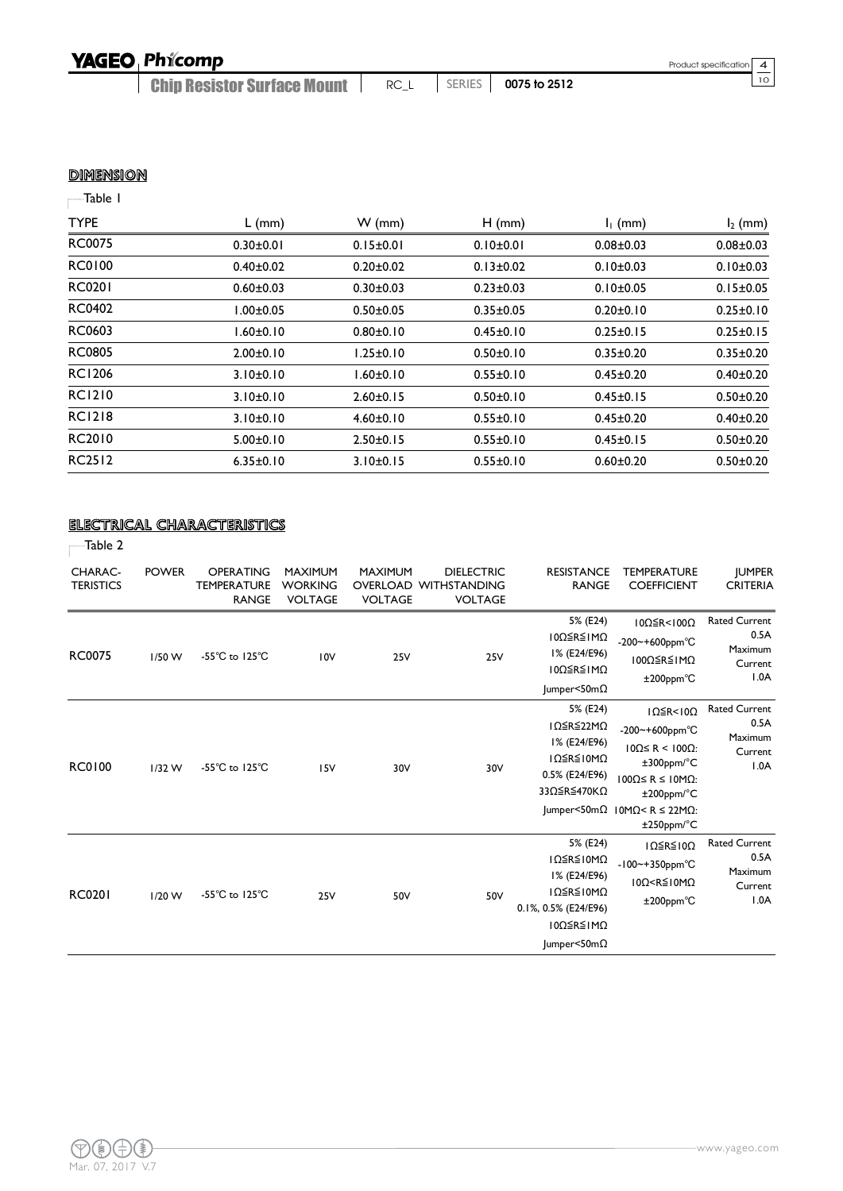## DIMENSION

Table 1

| TYPE | L (mm) | W (mm) | H (mm) | $I_1$ (mm) | $I_2$ (mm) |
|---|---|---|---|---|---|
| RC0075 | 0.30±0.01 | 0.15±0.01 | 0.10±0.01 | 0.08±0.03 | 0.08±0.03 |
| RC0100 | 0.40±0.02 | 0.20±0.02 | 0.13±0.02 | 0.10±0.03 | 0.10±0.03 |
| RC0201 | 0.60±0.03 | 0.30±0.03 | 0.23±0.03 | 0.10±0.05 | 0.15±0.05 |
| RC0402 | 1.00±0.05 | 0.50±0.05 | 0.35±0.05 | 0.20±0.10 | 0.25±0.10 |
| RC0603 | 1.60±0.10 | 0.80±0.10 | 0.45±0.10 | 0.25±0.15 | 0.25±0.15 |
| RC0805 | 2.00±0.10 | 1.25±0.10 | 0.50±0.10 | 0.35±0.20 | 0.35±0.20 |
| RC1206 | 3.10±0.10 | 1.60±0.10 | 0.55±0.10 | 0.45±0.20 | 0.40±0.20 |
| RC1210 | 3.10±0.10 | 2.60±0.15 | 0.50±0.10 | 0.45±0.15 | 0.50±0.20 |
| RC1218 | 3.10±0.10 | 4.60±0.10 | 0.55±0.10 | 0.45±0.20 | 0.40±0.20 |
| RC2010 | 5.00±0.10 | 2.50±0.15 | 0.55±0.10 | 0.45±0.15 | 0.50±0.20 |
| RC2512 | 6.35±0.10 | 3.10±0.15 | 0.55±0.10 | 0.60±0.20 | 0.50±0.20 |

## ELECTRICAL CHARACTERISTICS

Table 2

| CHARACTERISTICS | POWER | OPERATING TEMPERATURE RANGE | MAXIMUM WORKING VOLTAGE | MAXIMUM OVERLOAD VOLTAGE | DIELECTRIC WITHSTANDING VOLTAGE | RESISTANCE RANGE | TEMPERATURE COEFFICIENT | JUMPER CRITERIA |
|---|---|---|---|---|---|---|---|---|
| RC0075 | 1/50 W | -55°C to 125°C | 10V | 25V | 25V | 5% (E24)<br>10Ω≦R≦1MΩ<br>1% (E24/E96)<br>10Ω≦R≦1MΩ<br>Jumper<50mΩ | 10Ω≦R<100Ω<br>-200~+600ppm°C<br>100Ω≦R≦1MΩ<br>±200ppm°C | Rated Current 0.5A<br>Maximum Current 1.0A |
| RC0100 | 1/32 W | -55°C to 125°C | 15V | 30V | 30V | 5% (E24)<br>1Ω≦R≦22MΩ<br>1% (E24/E96)<br>1Ω≦R≦10MΩ<br>0.5% (E24/E96)<br>33Ω≦R≦470KΩ<br>Jumper<50mΩ | 1Ω≦R<10Ω<br>-200~+600ppm°C<br>10Ω≤ R < 100Ω:<br>±300ppm/°C<br>100Ω≤ R ≤ 10MΩ:<br>±200ppm/°C<br>10MΩ< R ≤ 22MΩ:<br>±250ppm/°C | Rated Current 0.5A<br>Maximum Current 1.0A |
| RC0201 | 1/20 W | -55°C to 125°C | 25V | 50V | 50V | 5% (E24)<br>1Ω≦R≦10MΩ<br>1% (E24/E96)<br>1Ω≦R≦10MΩ<br>0.1%, 0.5% (E24/E96)<br>10Ω≦R≦1MΩ<br>Jumper<50mΩ | 1Ω≦R≦10Ω<br>-100~+350ppm°C<br>10Ω<R≦10MΩ<br>±200ppm°C | Rated Current 0.5A<br>Maximum Current 1.0A |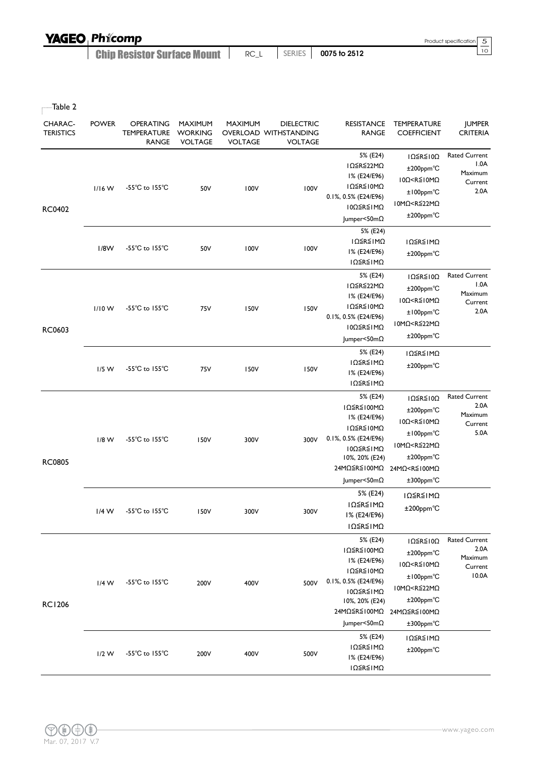Table 2

| CHARAC-TERISTICS | POWER | OPERATING TEMPERATURE RANGE | MAXIMUM WORKING VOLTAGE | MAXIMUM OVERLOAD VOLTAGE | DIELECTRIC WITHSTANDING VOLTAGE | RESISTANCE RANGE | TEMPERATURE COEFFICIENT | JUMPER CRITERIA |
|---|---|---|---|---|---|---|---|---|
| RC0402 | 1/16 W | -55°C to 155°C | 50V | 100V | 100V | 5% (E24) 1Ω≦R≦22MΩ<br>1% (E24/E96) 1Ω≦R≦10MΩ<br>0.1%, 0.5% (E24/E96) 10Ω≦R≦1MΩ<br>Jumper<50mΩ | 1Ω≦R≦10Ω ±200ppm°C<br>10Ω<R≦10MΩ ±100ppm°C<br>10MΩ<R≦22MΩ ±200ppm°C | Rated Current 1.0A<br>Maximum Current 2.0A |
| | 1/8W | -55°C to 155°C | 50V | 100V | 100V | 5% (E24) 1Ω≦R≦1MΩ<br>1% (E24/E96) 1Ω≦R≦1MΩ | 1Ω≦R≦1MΩ ±200ppm°C | |
| RC0603 | 1/10 W | -55°C to 155°C | 75V | 150V | 150V | 5% (E24) 1Ω≦R≦22MΩ<br>1% (E24/E96) 1Ω≦R≦10MΩ<br>0.1%, 0.5% (E24/E96) 10Ω≦R≦1MΩ<br>Jumper<50mΩ | 1Ω≦R≦10Ω ±200ppm°C<br>10Ω<R≦10MΩ ±100ppm°C<br>10MΩ<R≦22MΩ ±200ppm°C | Rated Current 1.0A<br>Maximum Current 2.0A |
| | 1/5 W | -55°C to 155°C | 75V | 150V | 150V | 5% (E24) 1Ω≦R≦1MΩ<br>1% (E24/E96) 1Ω≦R≦1MΩ | 1Ω≦R≦1MΩ ±200ppm°C | |
| RC0805 | 1/8 W | -55°C to 155°C | 150V | 300V | 300V | 5% (E24) 1Ω≦R≦100MΩ<br>1% (E24/E96) 1Ω≦R≦10MΩ<br>0.1%, 0.5% (E24/E96) 10Ω≦R≦1MΩ<br>10%, 20% (E24) 24MΩ≦R≦100MΩ<br>Jumper<50mΩ | 1Ω≦R≦10Ω ±200ppm°C<br>10Ω<R≦10MΩ ±100ppm°C<br>10MΩ<R≦22MΩ ±200ppm°C<br>24MΩ<R≦100MΩ ±300ppm°C | Rated Current 2.0A<br>Maximum Current 5.0A |
| | 1/4 W | -55°C to 155°C | 150V | 300V | 300V | 5% (E24) 1Ω≦R≦1MΩ<br>1% (E24/E96) 1Ω≦R≦1MΩ | 1Ω≦R≦1MΩ ±200ppm°C | |
| RC1206 | 1/4 W | -55°C to 155°C | 200V | 400V | 500V | 5% (E24) 1Ω≦R≦100MΩ<br>1% (E24/E96) 1Ω≦R≦10MΩ<br>0.1%, 0.5% (E24/E96) 10Ω≦R≦1MΩ<br>10%, 20% (E24) 24MΩ≦R≦100MΩ<br>Jumper<50mΩ | 1Ω≦R≦10Ω ±200ppm°C<br>10Ω<R≦10MΩ ±100ppm°C<br>10MΩ<R≦22MΩ ±200ppm°C<br>24MΩ≦R≦100MΩ ±300ppm°C | Rated Current 2.0A<br>Maximum Current 10.0A |
| | 1/2 W | -55°C to 155°C | 200V | 400V | 500V | 5% (E24) 1Ω≦R≦1MΩ<br>1% (E24/E96) 1Ω≦R≦1MΩ | 1Ω≦R≦1MΩ ±200ppm°C | |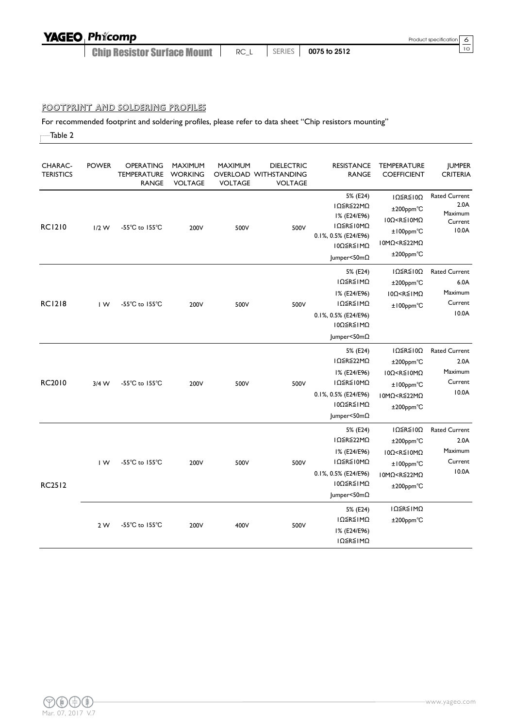## FOOTPRINT AND SOLDERING PROFILES

For recommended footprint and soldering profiles, please refer to data sheet "Chip resistors mounting"

Table 2

| CHARAC-TERISTICS | POWER | OPERATING TEMPERATURE RANGE | MAXIMUM WORKING VOLTAGE | MAXIMUM OVERLOAD VOLTAGE | DIELECTRIC WITHSTANDING VOLTAGE | RESISTANCE RANGE | TEMPERATURE COEFFICIENT | JUMPER CRITERIA |
|---|---|---|---|---|---|---|---|---|
| RC1210 | 1/2 W | -55℃ to 155℃ | 200V | 500V | 500V | 5% (E24) 1Ω≦R≦22MΩ<br>1% (E24/E96) 1Ω≦R≦10MΩ<br>0.1%, 0.5% (E24/E96) 10Ω≦R≦1MΩ<br>Jumper<50mΩ | 1Ω≦R≦10Ω ±200ppm°C<br>10Ω<R≦10MΩ ±100ppm°C<br>10MΩ<R≦22MΩ ±200ppm°C | Rated Current 2.0A<br>Maximum Current 10.0A |
| RC1218 | 1 W | -55℃ to 155℃ | 200V | 500V | 500V | 5% (E24) 1Ω≦R≦1MΩ<br>1% (E24/E96) 1Ω≦R≦1MΩ<br>0.1%, 0.5% (E24/E96) 10Ω≦R≦1MΩ<br>Jumper<50mΩ | 1Ω≦R≦10Ω ±200ppm°C<br>10Ω<R≦1MΩ ±100ppm°C | Rated Current 6.0A<br>Maximum Current 10.0A |
| RC2010 | 3/4 W | -55℃ to 155℃ | 200V | 500V | 500V | 5% (E24) 1Ω≦R≦22MΩ<br>1% (E24/E96) 1Ω≦R≦10MΩ<br>0.1%, 0.5% (E24/E96) 10Ω≦R≦1MΩ<br>Jumper<50mΩ | 1Ω≦R≦10Ω ±200ppm°C<br>10Ω<R≦10MΩ ±100ppm°C<br>10MΩ<R≦22MΩ ±200ppm°C | Rated Current 2.0A<br>Maximum Current 10.0A |
| RC2512 | 1 W | -55℃ to 155℃ | 200V | 500V | 500V | 5% (E24) 1Ω≦R≦22MΩ<br>1% (E24/E96) 1Ω≦R≦10MΩ<br>0.1%, 0.5% (E24/E96) 10Ω≦R≦1MΩ<br>Jumper<50mΩ | 1Ω≦R≦10Ω ±200ppm°C<br>10Ω<R≦10MΩ ±100ppm°C<br>10MΩ<R≦22MΩ ±200ppm°C | Rated Current 2.0A<br>Maximum Current 10.0A |
| | 2 W | -55℃ to 155℃ | 200V | 400V | 500V | 5% (E24) 1Ω≦R≦1MΩ<br>1% (E24/E96) 1Ω≦R≦1MΩ | 1Ω≦R≦1MΩ ±200ppm°C | |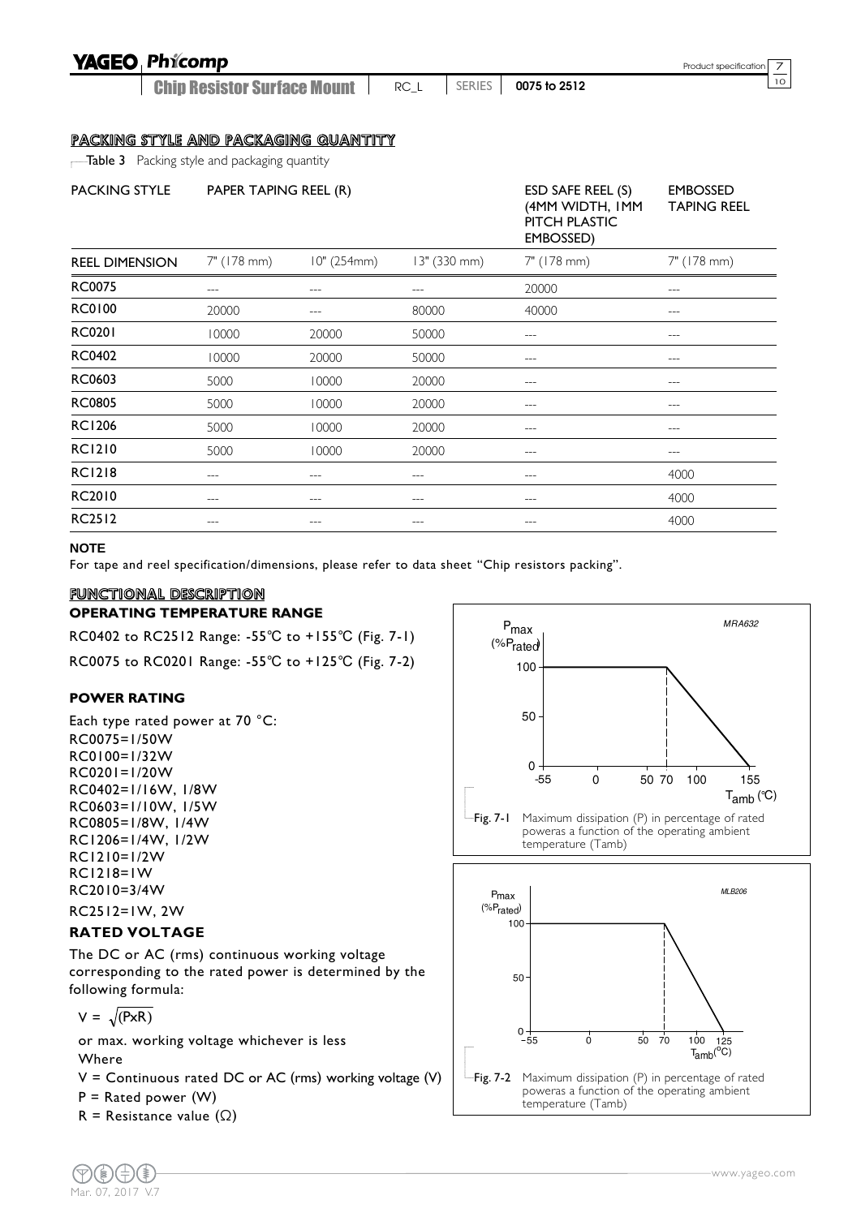## PACKING STYLE AND PACKAGING QUANTITY

Table 3 Packing style and packaging quantity

| PACKING STYLE | PAPER TAPING REEL (R) | | | ESD SAFE REEL (S) (4MM WIDTH, 1MM PITCH PLASTIC EMBOSSED) | EMBOSSED TAPING REEL |
|---|---|---|---|---|---|
| REEL DIMENSION | 7" (178 mm) | 10" (254mm) | 13" (330 mm) | 7" (178 mm) | 7" (178 mm) |
| RC0075 | --- | --- | --- | 20000 | --- |
| RC0100 | 20000 | --- | 80000 | 40000 | --- |
| RC0201 | 10000 | 20000 | 50000 | --- | --- |
| RC0402 | 10000 | 20000 | 50000 | --- | --- |
| RC0603 | 5000 | 10000 | 20000 | --- | --- |
| RC0805 | 5000 | 10000 | 20000 | --- | --- |
| RC1206 | 5000 | 10000 | 20000 | --- | --- |
| RC1210 | 5000 | 10000 | 20000 | --- | --- |
| RC1218 | --- | --- | --- | --- | 4000 |
| RC2010 | --- | --- | --- | --- | 4000 |
| RC2512 | --- | --- | --- | --- | 4000 |

**NOTE**

For tape and reel specification/dimensions, please refer to data sheet "Chip resistors packing".

## FUNCTIONAL DESCRIPTION

### OPERATING TEMPERATURE RANGE

RC0402 to RC2512 Range: -55℃ to +155℃ (Fig. 7-1)

RC0075 to RC0201 Range: -55℃ to +125℃ (Fig. 7-2)

### POWER RATING

Each type rated power at 70 °C:
RC0075=1/50W
RC0100=1/32W
RC0201=1/20W
RC0402=1/16W, 1/8W
RC0603=1/10W, 1/5W
RC0805=1/8W, 1/4W
RC1206=1/4W, 1/2W
RC1210=1/2W
RC1218=1W
RC2010=3/4W
RC2512=1W, 2W

### RATED VOLTAGE

The DC or AC (rms) continuous working voltage corresponding to the rated power is determined by the following formula:

$V = \sqrt{(P \times R)}$

or max. working voltage whichever is less

Where

V = Continuous rated DC or AC (rms) working voltage (V)

P = Rated power (W)

R = Resistance value (Ω)

Fig. 7-1 Maximum dissipation (P) in percentage of rated poweras a function of the operating ambient temperature (Tamb)

Fig. 7-2 Maximum dissipation (P) in percentage of rated poweras a function of the operating ambient temperature (Tamb)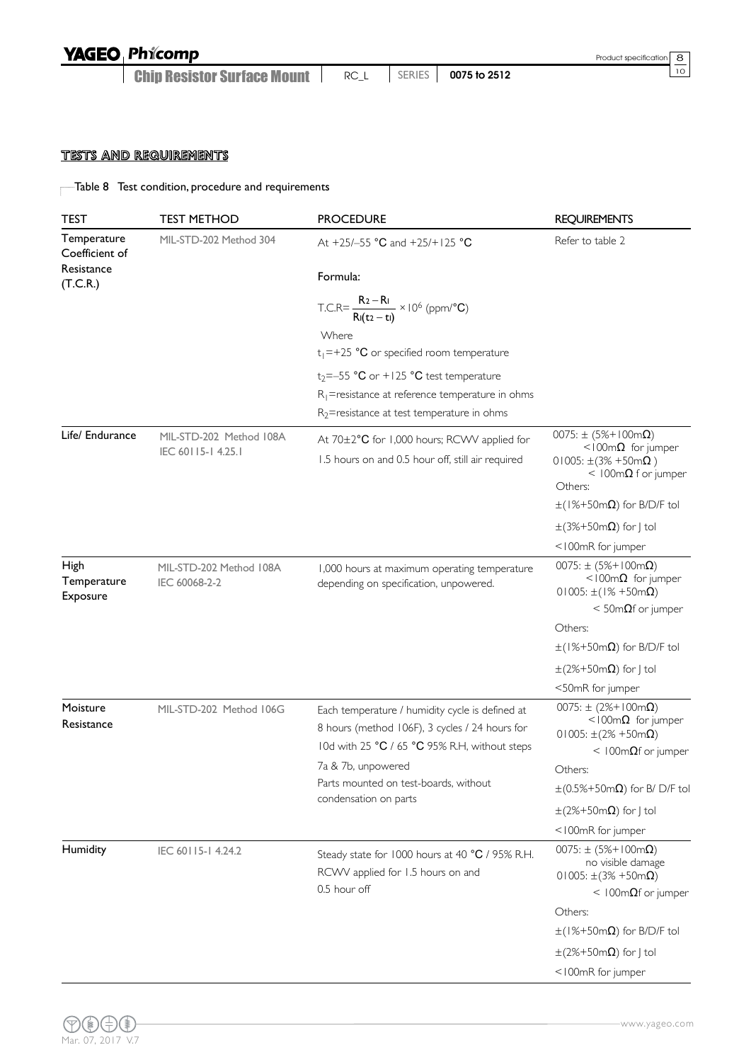## TESTS AND REQUIREMENTS

Table 8 Test condition, procedure and requirements

| TEST | TEST METHOD | PROCEDURE | REQUIREMENTS |
|---|---|---|---|
| Temperature Coefficient of Resistance (T.C.R.) | MIL-STD-202 Method 304 | At +25/–55 °C and +25/+125 °C<br><br>Formula:<br><br>$\text{T.C.R}=\frac{R_2-R_1}{R_1(t_2-t_1)}\times 10^6$ (ppm/°C)<br><br>Where<br>$t_1$=+25 °C or specified room temperature<br>$t_2$=–55 °C or +125 °C test temperature<br>$R_1$=resistance at reference temperature in ohms<br>$R_2$=resistance at test temperature in ohms | Refer to table 2 |
| Life/ Endurance | MIL-STD-202 Method 108A<br>IEC 60115-1 4.25.1 | At 70±2°C for 1,000 hours; RCWV applied for 1.5 hours on and 0.5 hour off, still air required | 0075: ± (5%+100mΩ)<br><100mΩ for jumper<br>01005: ±(3% +50mΩ )<br>< 100mΩ f or jumper<br>Others:<br>±(1%+50mΩ) for B/D/F tol<br>±(3%+50mΩ) for J tol<br><100mR for jumper |
| High Temperature Exposure | MIL-STD-202 Method 108A<br>IEC 60068-2-2 | 1,000 hours at maximum operating temperature depending on specification, unpowered. | 0075: ± (5%+100mΩ)<br><100mΩ for jumper<br>01005: ±(1% +50mΩ)<br>< 50mΩf or jumper<br>Others:<br>±(1%+50mΩ) for B/D/F tol<br>±(2%+50mΩ) for J tol<br><50mR for jumper |
| Moisture Resistance | MIL-STD-202 Method 106G | Each temperature / humidity cycle is defined at 8 hours (method 106F), 3 cycles / 24 hours for 10d with 25 °C / 65 °C 95% R.H, without steps 7a & 7b, unpowered<br>Parts mounted on test-boards, without condensation on parts | 0075: ± (2%+100mΩ)<br><100mΩ for jumper<br>01005: ±(2% +50mΩ)<br>< 100mΩf or jumper<br>Others:<br>±(0.5%+50mΩ) for B/ D/F tol<br>±(2%+50mΩ) for J tol<br><100mR for jumper |
| Humidity | IEC 60115-1 4.24.2 | Steady state for 1000 hours at 40 °C / 95% R.H. RCWV applied for 1.5 hours on and 0.5 hour off | 0075: ± (5%+100mΩ)<br>no visible damage<br>01005: ±(3% +50mΩ)<br>< 100mΩf or jumper<br>Others:<br>±(1%+50mΩ) for B/D/F tol<br>±(2%+50mΩ) for J tol<br><100mR for jumper |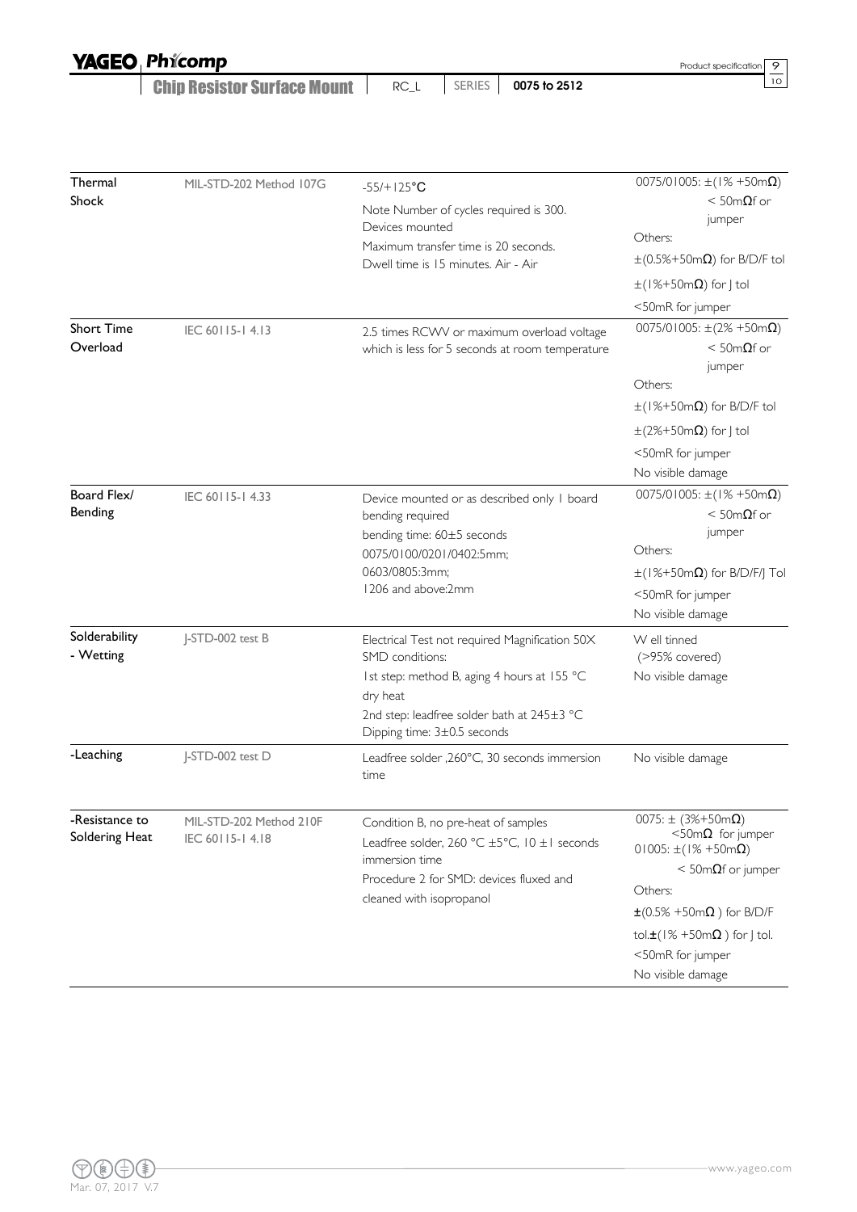| | | | |
|---|---|---|---|
| Thermal Shock | MIL-STD-202 Method 107G | -55/+125°C<br>Note Number of cycles required is 300. Devices mounted<br>Maximum transfer time is 20 seconds. Dwell time is 15 minutes. Air - Air | 0075/01005: ±(1% +50mΩ)<br>< 50mΩf or jumper<br>Others:<br>±(0.5%+50mΩ) for B/D/F tol<br>±(1%+50mΩ) for J tol<br><50mR for jumper |
| Short Time Overload | IEC 60115-1 4.13 | 2.5 times RCWV or maximum overload voltage which is less for 5 seconds at room temperature | 0075/01005: ±(2% +50mΩ)<br>< 50mΩf or jumper<br>Others:<br>±(1%+50mΩ) for B/D/F tol<br>±(2%+50mΩ) for J tol<br><50mR for jumper<br>No visible damage |
| Board Flex/ Bending | IEC 60115-1 4.33 | Device mounted or as described only 1 board bending required<br>bending time: 60±5 seconds<br>0075/0100/0201/0402:5mm;<br>0603/0805:3mm;<br>1206 and above:2mm | 0075/01005: ±(1% +50mΩ)<br>< 50mΩf or jumper<br>Others:<br>±(1%+50mΩ) for B/D/F/J Tol<br><50mR for jumper<br>No visible damage |
| Solderability - Wetting | J-STD-002 test B | Electrical Test not required Magnification 50X<br>SMD conditions:<br>1st step: method B, aging 4 hours at 155 °C dry heat<br>2nd step: leadfree solder bath at 245±3 °C<br>Dipping time: 3±0.5 seconds | Well tinned<br>(>95% covered)<br>No visible damage |
| -Leaching | J-STD-002 test D | Leadfree solder ,260°C, 30 seconds immersion time | No visible damage |
| -Resistance to Soldering Heat | MIL-STD-202 Method 210F<br>IEC 60115-1 4.18 | Condition B, no pre-heat of samples<br>Leadfree solder, 260 °C ±5°C, 10 ±1 seconds immersion time<br>Procedure 2 for SMD: devices fluxed and cleaned with isopropanol | 0075: ± (3%+50mΩ)<br><50mΩ for jumper<br>01005: ±(1% +50mΩ)<br>< 50mΩf or jumper<br>Others:<br>±(0.5% +50mΩ ) for B/D/F tol.±(1% +50mΩ ) for J tol.<br><50mR for jumper<br>No visible damage |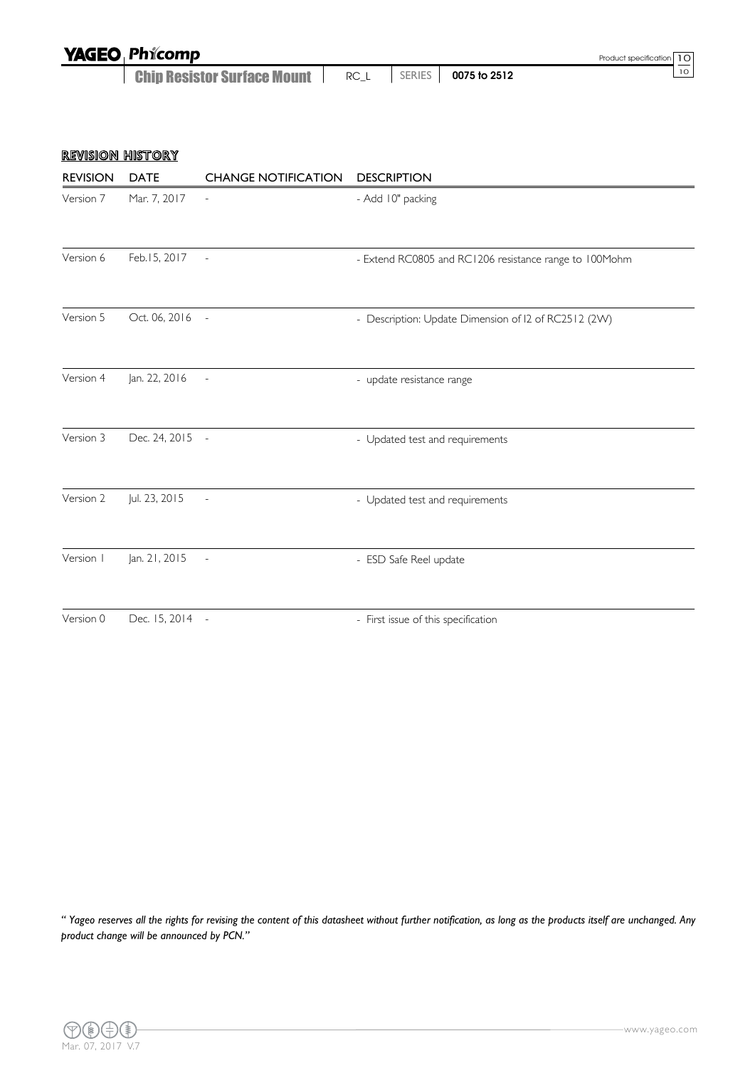## REVISION HISTORY

| REVISION | DATE | CHANGE NOTIFICATION | DESCRIPTION |
| --- | --- | --- | --- |
| Version 7 | Mar. 7, 2017 | - | - Add 10" packing |
| Version 6 | Feb.15, 2017 | - | - Extend RC0805 and RC1206 resistance range to 100Mohm |
| Version 5 | Oct. 06, 2016 | - | - Description: Update Dimension of l2 of RC2512 (2W) |
| Version 4 | Jan. 22, 2016 | - | - update resistance range |
| Version 3 | Dec. 24, 2015 | - | - Updated test and requirements |
| Version 2 | Jul. 23, 2015 | - | - Updated test and requirements |
| Version 1 | Jan. 21, 2015 | - | - ESD Safe Reel update |
| Version 0 | Dec. 15, 2014 | - | - First issue of this specification |

*" Yageo reserves all the rights for revising the content of this datasheet without further notification, as long as the products itself are unchanged. Any product change will be announced by PCN."*